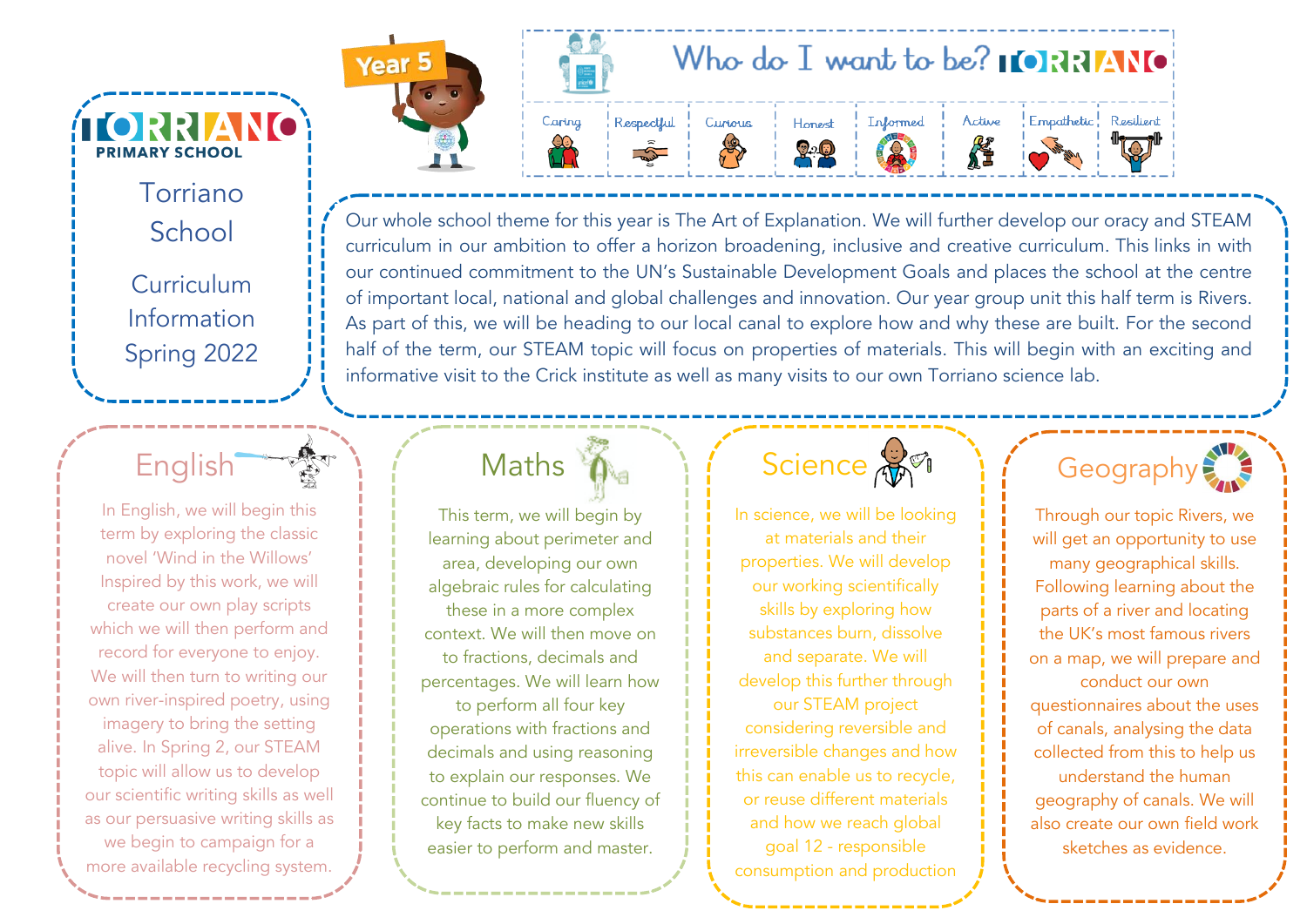# TORRIANO PRIMARY SCHOOL

## Torriano School

## Curriculum Information Spring 2022

Year 5

## Who do I want to be? TORRIANO

| Caring | Respectful | Curious | Honest | Informed | Active | Empathetic | Resilient |
|---|---|---|---|---|---|---|---|

Our whole school theme for this year is The Art of Explanation. We will further develop our oracy and STEAM curriculum in our ambition to offer a horizon broadening, inclusive and creative curriculum. This links in with our continued commitment to the UN's Sustainable Development Goals and places the school at the centre of important local, national and global challenges and innovation. Our year group unit this half term is Rivers. As part of this, we will be heading to our local canal to explore how and why these are built. For the second half of the term, our STEAM topic will focus on properties of materials. This will begin with an exciting and informative visit to the Crick institute as well as many visits to our own Torriano science lab.

## English

In English, we will begin this term by exploring the classic novel 'Wind in the Willows' Inspired by this work, we will create our own play scripts which we will then perform and record for everyone to enjoy. We will then turn to writing our own river-inspired poetry, using imagery to bring the setting alive. In Spring 2, our STEAM topic will allow us to develop our scientific writing skills as well as our persuasive writing skills as we begin to campaign for a more available recycling system.

## Maths

This term, we will begin by learning about perimeter and area, developing our own algebraic rules for calculating these in a more complex context. We will then move on to fractions, decimals and percentages. We will learn how to perform all four key operations with fractions and decimals and using reasoning to explain our responses. We continue to build our fluency of key facts to make new skills easier to perform and master.

## Science

In science, we will be looking at materials and their properties. We will develop our working scientifically skills by exploring how substances burn, dissolve and separate. We will develop this further through our STEAM project considering reversible and irreversible changes and how this can enable us to recycle, or reuse different materials and how we reach global goal 12 - responsible consumption and production

## Geography

Through our topic Rivers, we will get an opportunity to use many geographical skills. Following learning about the parts of a river and locating the UK's most famous rivers on a map, we will prepare and conduct our own questionnaires about the uses of canals, analysing the data collected from this to help us understand the human geography of canals. We will also create our own field work sketches as evidence.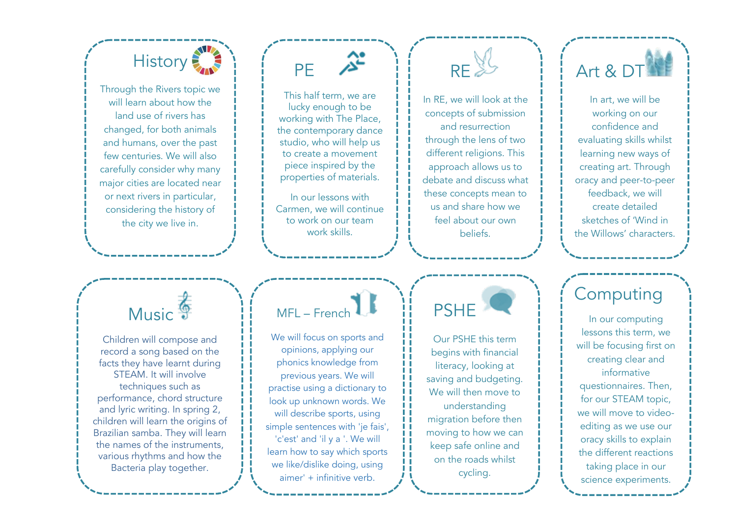## History

Through the Rivers topic we will learn about how the land use of rivers has changed, for both animals and humans, over the past few centuries. We will also carefully consider why many major cities are located near or next rivers in particular, considering the history of the city we live in.

## PE

This half term, we are lucky enough to be working with The Place, the contemporary dance studio, who will help us to create a movement piece inspired by the properties of materials.

In our lessons with Carmen, we will continue to work on our team work skills.

## RE

In RE, we will look at the concepts of submission and resurrection through the lens of two different religions. This approach allows us to debate and discuss what these concepts mean to us and share how we feel about our own beliefs.

## Art & DT

In art, we will be working on our confidence and evaluating skills whilst learning new ways of creating art. Through oracy and peer-to-peer feedback, we will create detailed sketches of 'Wind in the Willows' characters.

## Music

Children will compose and record a song based on the facts they have learnt during STEAM. It will involve techniques such as performance, chord structure and lyric writing. In spring 2, children will learn the origins of Brazilian samba. They will learn the names of the instruments, various rhythms and how the Bacteria play together.

## MFL – French

We will focus on sports and opinions, applying our phonics knowledge from previous years. We will practise using a dictionary to look up unknown words. We will describe sports, using simple sentences with 'je fais', 'c'est' and 'il y a '. We will learn how to say which sports we like/dislike doing, using aimer' + infinitive verb.

## PSHE

Our PSHE this term begins with financial literacy, looking at saving and budgeting. We will then move to understanding migration before then moving to how we can keep safe online and on the roads whilst cycling.

## Computing

In our computing lessons this term, we will be focusing first on creating clear and informative questionnaires. Then, for our STEAM topic, we will move to video-editing as we use our oracy skills to explain the different reactions taking place in our science experiments.